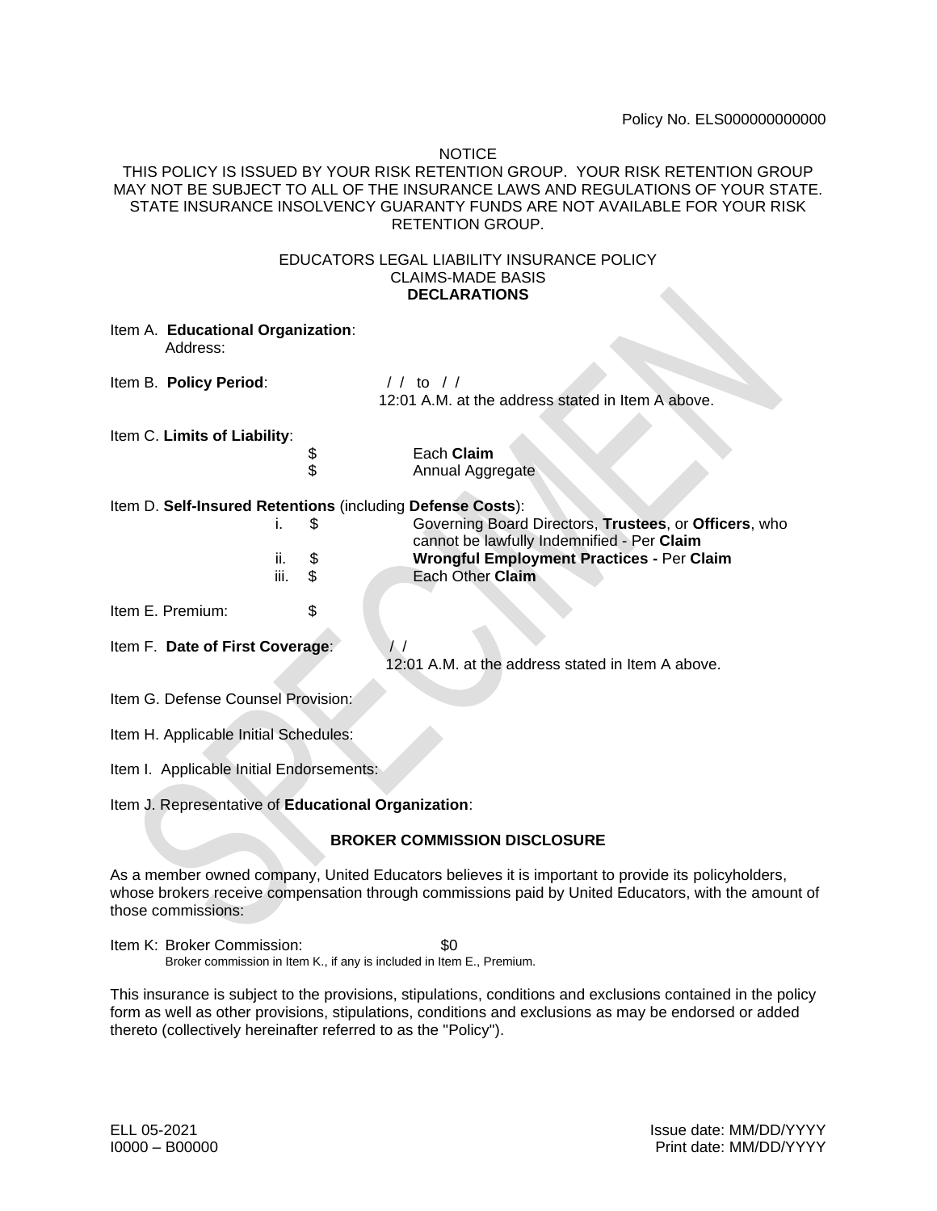Policy No. ELS000000000000

NOTICE

THIS POLICY IS ISSUED BY YOUR RISK RETENTION GROUP. YOUR RISK RETENTION GROUP MAY NOT BE SUBJECT TO ALL OF THE INSURANCE LAWS AND REGULATIONS OF YOUR STATE. STATE INSURANCE INSOLVENCY GUARANTY FUNDS ARE NOT AVAILABLE FOR YOUR RISK RETENTION GROUP.

EDUCATORS LEGAL LIABILITY INSURANCE POLICY
CLAIMS-MADE BASIS
**DECLARATIONS**

Item A. **Educational Organization**:
Address:

Item B. **Policy Period**: / / to / /
12:01 A.M. at the address stated in Item A above.

Item C. **Limits of Liability**:
$ Each **Claim**
$ Annual Aggregate

Item D. **Self-Insured Retentions** (including **Defense Costs**):
i. $ Governing Board Directors, **Trustees**, or **Officers**, who cannot be lawfully Indemnified - Per **Claim**
ii. $ **Wrongful Employment Practices -** Per **Claim**
iii. $ Each Other **Claim**

Item E. Premium: $

Item F. **Date of First Coverage**: / /
12:01 A.M. at the address stated in Item A above.

Item G. Defense Counsel Provision:

Item H. Applicable Initial Schedules:

Item I. Applicable Initial Endorsements:

Item J. Representative of **Educational Organization**:

**BROKER COMMISSION DISCLOSURE**

As a member owned company, United Educators believes it is important to provide its policyholders, whose brokers receive compensation through commissions paid by United Educators, with the amount of those commissions:

Item K: Broker Commission: $0
Broker commission in Item K., if any is included in Item E., Premium.

This insurance is subject to the provisions, stipulations, conditions and exclusions contained in the policy form as well as other provisions, stipulations, conditions and exclusions as may be endorsed or added thereto (collectively hereinafter referred to as the "Policy").

ELL 05-2021
I0000 – B00000

Issue date: MM/DD/YYYY
Print date: MM/DD/YYYY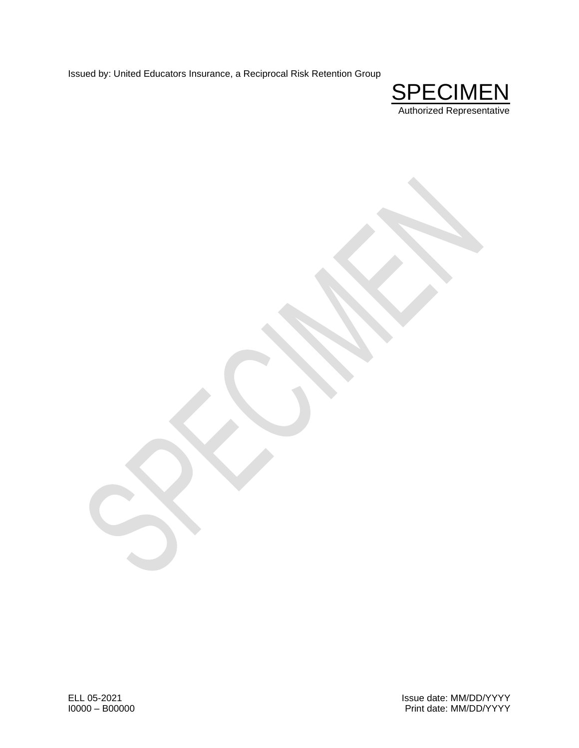Issued by: United Educators Insurance, a Reciprocal Risk Retention Group

SPECIMEN
Authorized Representative

ELL 05-2021
I0000 – B00000

Issue date: MM/DD/YYYY
Print date: MM/DD/YYYY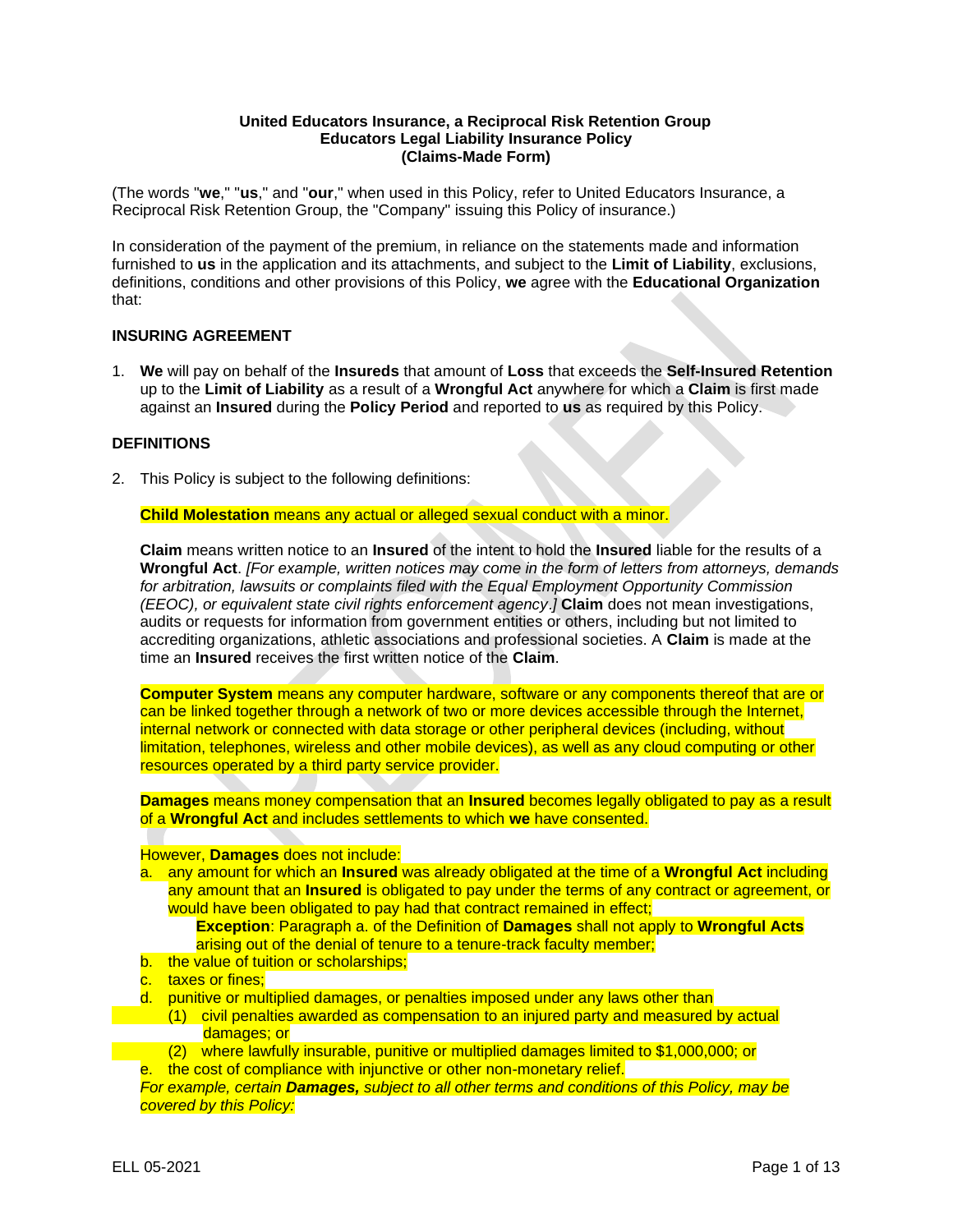**United Educators Insurance, a Reciprocal Risk Retention Group**
**Educators Legal Liability Insurance Policy**
**(Claims-Made Form)**

(The words "**we**," "**us**," and "**our**," when used in this Policy, refer to United Educators Insurance, a Reciprocal Risk Retention Group, the "Company" issuing this Policy of insurance.)

In consideration of the payment of the premium, in reliance on the statements made and information furnished to **us** in the application and its attachments, and subject to the **Limit of Liability**, exclusions, definitions, conditions and other provisions of this Policy, **we** agree with the **Educational Organization** that:

## INSURING AGREEMENT

1. **We** will pay on behalf of the **Insureds** that amount of **Loss** that exceeds the **Self-Insured Retention** up to the **Limit of Liability** as a result of a **Wrongful Act** anywhere for which a **Claim** is first made against an **Insured** during the **Policy Period** and reported to **us** as required by this Policy.

## DEFINITIONS

2. This Policy is subject to the following definitions:

**Child Molestation** means any actual or alleged sexual conduct with a minor.

**Claim** means written notice to an **Insured** of the intent to hold the **Insured** liable for the results of a **Wrongful Act**. *[For example, written notices may come in the form of letters from attorneys, demands for arbitration, lawsuits or complaints filed with the Equal Employment Opportunity Commission (EEOC), or equivalent state civil rights enforcement agency.]* **Claim** does not mean investigations, audits or requests for information from government entities or others, including but not limited to accrediting organizations, athletic associations and professional societies. A **Claim** is made at the time an **Insured** receives the first written notice of the **Claim**.

**Computer System** means any computer hardware, software or any components thereof that are or can be linked together through a network of two or more devices accessible through the Internet, internal network or connected with data storage or other peripheral devices (including, without limitation, telephones, wireless and other mobile devices), as well as any cloud computing or other resources operated by a third party service provider.

**Damages** means money compensation that an **Insured** becomes legally obligated to pay as a result of a **Wrongful Act** and includes settlements to which **we** have consented.

However, **Damages** does not include:

a. any amount for which an **Insured** was already obligated at the time of a **Wrongful Act** including any amount that an **Insured** is obligated to pay under the terms of any contract or agreement, or would have been obligated to pay had that contract remained in effect;
   **Exception**: Paragraph a. of the Definition of **Damages** shall not apply to **Wrongful Acts** arising out of the denial of tenure to a tenure-track faculty member;
b. the value of tuition or scholarships;
c. taxes or fines;
d. punitive or multiplied damages, or penalties imposed under any laws other than
   (1) civil penalties awarded as compensation to an injured party and measured by actual damages; or
   (2) where lawfully insurable, punitive or multiplied damages limited to $1,000,000; or
e. the cost of compliance with injunctive or other non-monetary relief.

*For example, certain **Damages,** subject to all other terms and conditions of this Policy, may be covered by this Policy:*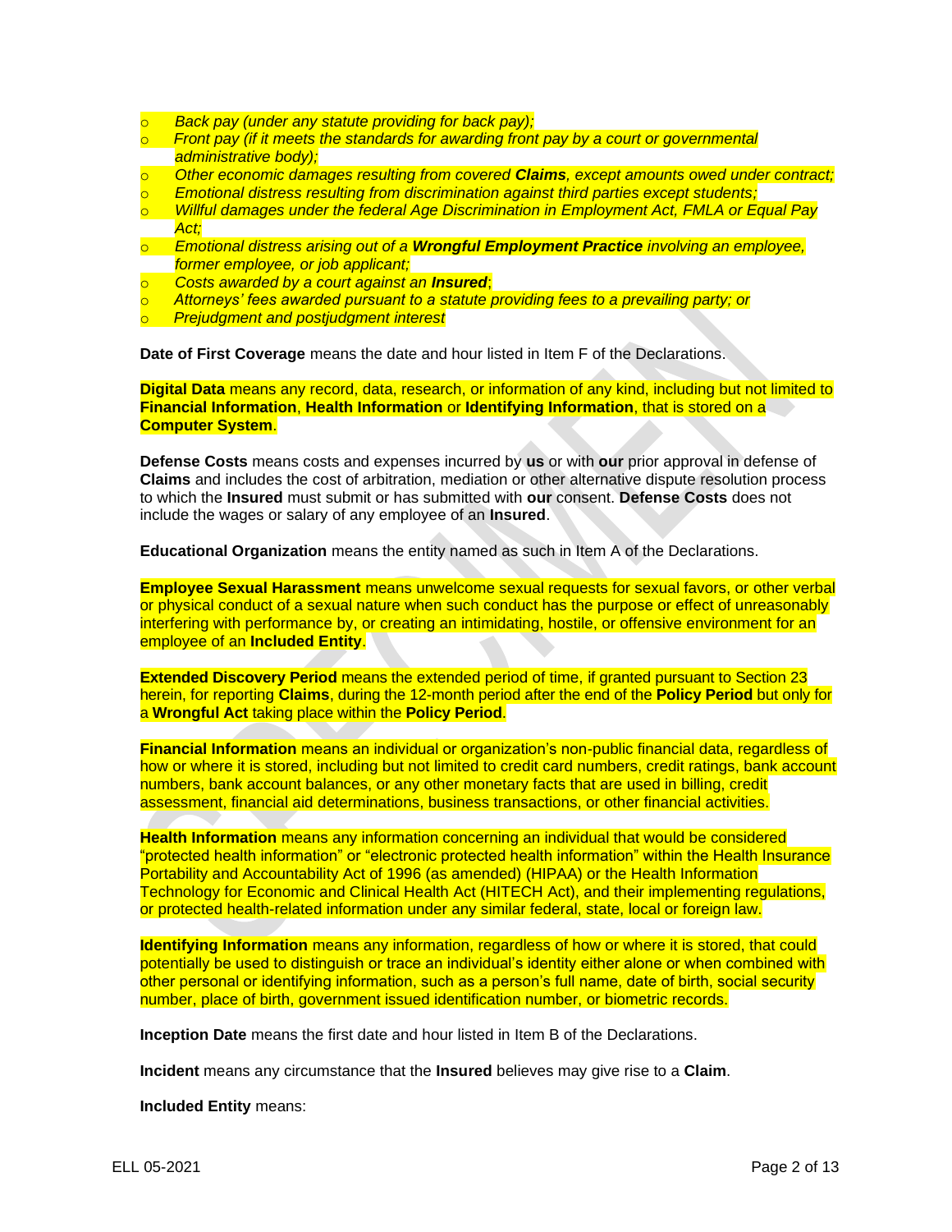- *Back pay (under any statute providing for back pay);*
- *Front pay (if it meets the standards for awarding front pay by a court or governmental administrative body);*
- *Other economic damages resulting from covered **Claims**, except amounts owed under contract;*
- *Emotional distress resulting from discrimination against third parties except students;*
- *Willful damages under the federal Age Discrimination in Employment Act, FMLA or Equal Pay Act;*
- *Emotional distress arising out of a **Wrongful Employment Practice** involving an employee, former employee, or job applicant;*
- *Costs awarded by a court against an **Insured**;*
- *Attorneys' fees awarded pursuant to a statute providing fees to a prevailing party; or*
- *Prejudgment and postjudgment interest*

**Date of First Coverage** means the date and hour listed in Item F of the Declarations.

**Digital Data** means any record, data, research, or information of any kind, including but not limited to **Financial Information**, **Health Information** or **Identifying Information**, that is stored on a **Computer System**.

**Defense Costs** means costs and expenses incurred by **us** or with **our** prior approval in defense of **Claims** and includes the cost of arbitration, mediation or other alternative dispute resolution process to which the **Insured** must submit or has submitted with **our** consent. **Defense Costs** does not include the wages or salary of any employee of an **Insured**.

**Educational Organization** means the entity named as such in Item A of the Declarations.

**Employee Sexual Harassment** means unwelcome sexual requests for sexual favors, or other verbal or physical conduct of a sexual nature when such conduct has the purpose or effect of unreasonably interfering with performance by, or creating an intimidating, hostile, or offensive environment for an employee of an **Included Entity**.

**Extended Discovery Period** means the extended period of time, if granted pursuant to Section 23 herein, for reporting **Claims**, during the 12-month period after the end of the **Policy Period** but only for a **Wrongful Act** taking place within the **Policy Period**.

**Financial Information** means an individual or organization's non-public financial data, regardless of how or where it is stored, including but not limited to credit card numbers, credit ratings, bank account numbers, bank account balances, or any other monetary facts that are used in billing, credit assessment, financial aid determinations, business transactions, or other financial activities.

**Health Information** means any information concerning an individual that would be considered "protected health information" or "electronic protected health information" within the Health Insurance Portability and Accountability Act of 1996 (as amended) (HIPAA) or the Health Information Technology for Economic and Clinical Health Act (HITECH Act), and their implementing regulations, or protected health-related information under any similar federal, state, local or foreign law.

**Identifying Information** means any information, regardless of how or where it is stored, that could potentially be used to distinguish or trace an individual's identity either alone or when combined with other personal or identifying information, such as a person's full name, date of birth, social security number, place of birth, government issued identification number, or biometric records.

**Inception Date** means the first date and hour listed in Item B of the Declarations.

**Incident** means any circumstance that the **Insured** believes may give rise to a **Claim**.

**Included Entity** means: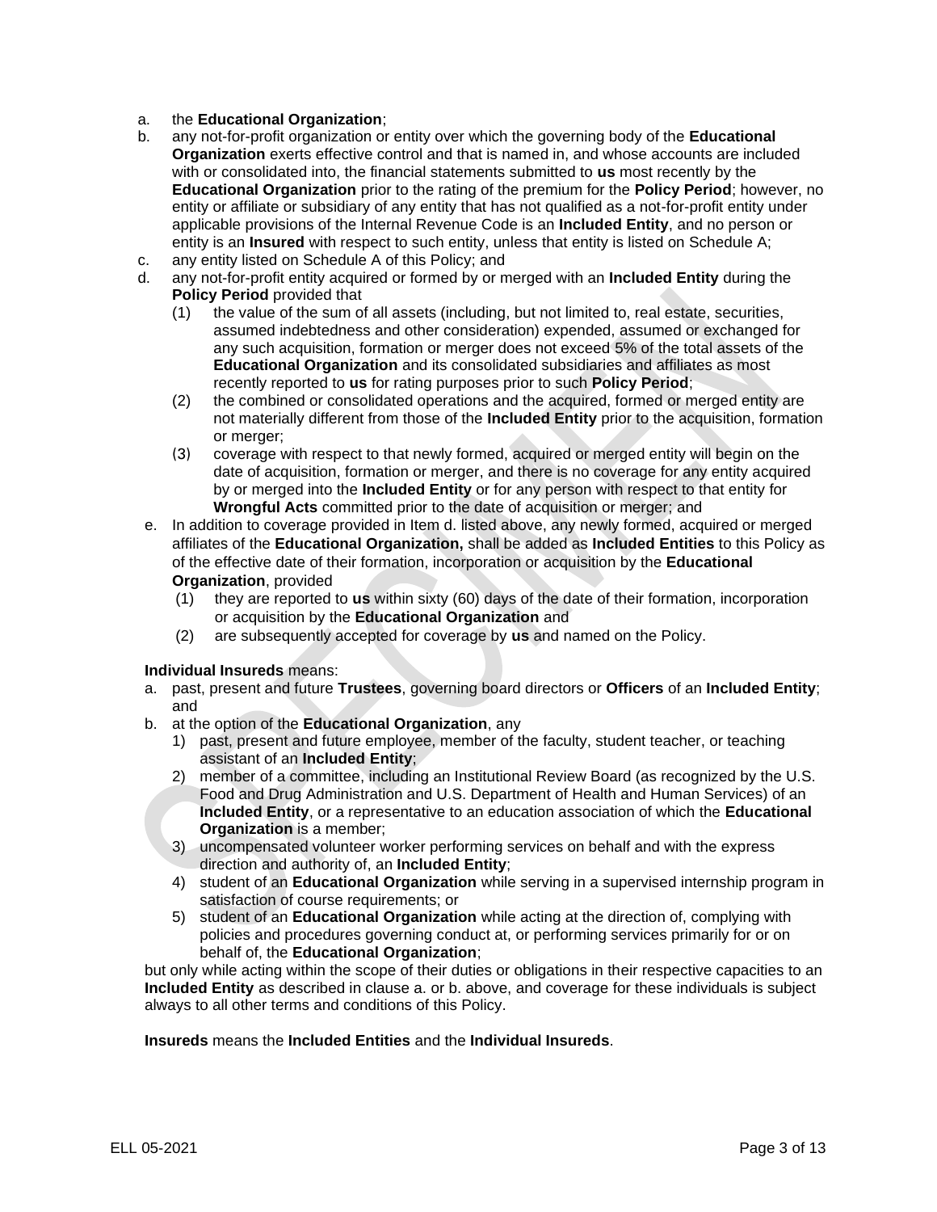a. the **Educational Organization**;
b. any not-for-profit organization or entity over which the governing body of the **Educational Organization** exerts effective control and that is named in, and whose accounts are included with or consolidated into, the financial statements submitted to **us** most recently by the **Educational Organization** prior to the rating of the premium for the **Policy Period**; however, no entity or affiliate or subsidiary of any entity that has not qualified as a not-for-profit entity under applicable provisions of the Internal Revenue Code is an **Included Entity**, and no person or entity is an **Insured** with respect to such entity, unless that entity is listed on Schedule A;
c. any entity listed on Schedule A of this Policy; and
d. any not-for-profit entity acquired or formed by or merged with an **Included Entity** during the **Policy Period** provided that
   (1) the value of the sum of all assets (including, but not limited to, real estate, securities, assumed indebtedness and other consideration) expended, assumed or exchanged for any such acquisition, formation or merger does not exceed 5% of the total assets of the **Educational Organization** and its consolidated subsidiaries and affiliates as most recently reported to **us** for rating purposes prior to such **Policy Period**;
   (2) the combined or consolidated operations and the acquired, formed or merged entity are not materially different from those of the **Included Entity** prior to the acquisition, formation or merger;
   (3) coverage with respect to that newly formed, acquired or merged entity will begin on the date of acquisition, formation or merger, and there is no coverage for any entity acquired by or merged into the **Included Entity** or for any person with respect to that entity for **Wrongful Acts** committed prior to the date of acquisition or merger; and
e. In addition to coverage provided in Item d. listed above, any newly formed, acquired or merged affiliates of the **Educational Organization,** shall be added as **Included Entities** to this Policy as of the effective date of their formation, incorporation or acquisition by the **Educational Organization**, provided
   (1) they are reported to **us** within sixty (60) days of the date of their formation, incorporation or acquisition by the **Educational Organization** and
   (2) are subsequently accepted for coverage by **us** and named on the Policy.

**Individual Insureds** means:

a. past, present and future **Trustees**, governing board directors or **Officers** of an **Included Entity**; and
b. at the option of the **Educational Organization**, any
   1) past, present and future employee, member of the faculty, student teacher, or teaching assistant of an **Included Entity**;
   2) member of a committee, including an Institutional Review Board (as recognized by the U.S. Food and Drug Administration and U.S. Department of Health and Human Services) of an **Included Entity**, or a representative to an education association of which the **Educational Organization** is a member;
   3) uncompensated volunteer worker performing services on behalf and with the express direction and authority of, an **Included Entity**;
   4) student of an **Educational Organization** while serving in a supervised internship program in satisfaction of course requirements; or
   5) student of an **Educational Organization** while acting at the direction of, complying with policies and procedures governing conduct at, or performing services primarily for or on behalf of, the **Educational Organization**;

but only while acting within the scope of their duties or obligations in their respective capacities to an **Included Entity** as described in clause a. or b. above, and coverage for these individuals is subject always to all other terms and conditions of this Policy.

**Insureds** means the **Included Entities** and the **Individual Insureds**.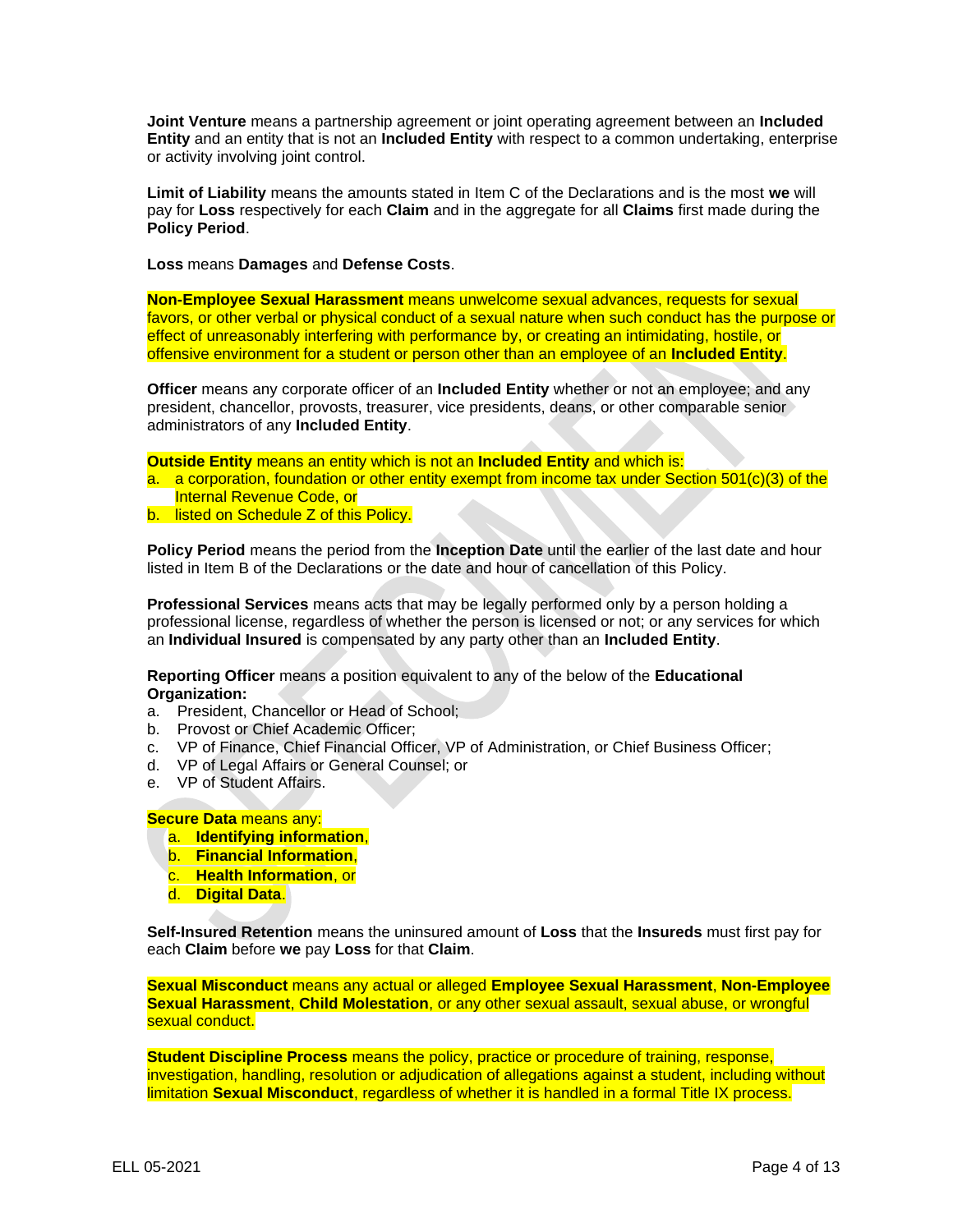**Joint Venture** means a partnership agreement or joint operating agreement between an **Included Entity** and an entity that is not an **Included Entity** with respect to a common undertaking, enterprise or activity involving joint control.

**Limit of Liability** means the amounts stated in Item C of the Declarations and is the most **we** will pay for **Loss** respectively for each **Claim** and in the aggregate for all **Claims** first made during the **Policy Period**.

**Loss** means **Damages** and **Defense Costs**.

**Non-Employee Sexual Harassment** means unwelcome sexual advances, requests for sexual favors, or other verbal or physical conduct of a sexual nature when such conduct has the purpose or effect of unreasonably interfering with performance by, or creating an intimidating, hostile, or offensive environment for a student or person other than an employee of an **Included Entity**.

**Officer** means any corporate officer of an **Included Entity** whether or not an employee; and any president, chancellor, provosts, treasurer, vice presidents, deans, or other comparable senior administrators of any **Included Entity**.

**Outside Entity** means an entity which is not an **Included Entity** and which is:

a. a corporation, foundation or other entity exempt from income tax under Section 501(c)(3) of the Internal Revenue Code, or
b. listed on Schedule Z of this Policy.

**Policy Period** means the period from the **Inception Date** until the earlier of the last date and hour listed in Item B of the Declarations or the date and hour of cancellation of this Policy.

**Professional Services** means acts that may be legally performed only by a person holding a professional license, regardless of whether the person is licensed or not; or any services for which an **Individual Insured** is compensated by any party other than an **Included Entity**.

**Reporting Officer** means a position equivalent to any of the below of the **Educational Organization:**

a. President, Chancellor or Head of School;
b. Provost or Chief Academic Officer;
c. VP of Finance, Chief Financial Officer, VP of Administration, or Chief Business Officer;
d. VP of Legal Affairs or General Counsel; or
e. VP of Student Affairs.

**Secure Data** means any:

a. **Identifying information**,
b. **Financial Information**,
c. **Health Information**, or
d. **Digital Data**.

**Self-Insured Retention** means the uninsured amount of **Loss** that the **Insureds** must first pay for each **Claim** before **we** pay **Loss** for that **Claim**.

**Sexual Misconduct** means any actual or alleged **Employee Sexual Harassment**, **Non-Employee Sexual Harassment**, **Child Molestation**, or any other sexual assault, sexual abuse, or wrongful sexual conduct.

**Student Discipline Process** means the policy, practice or procedure of training, response, investigation, handling, resolution or adjudication of allegations against a student, including without limitation **Sexual Misconduct**, regardless of whether it is handled in a formal Title IX process.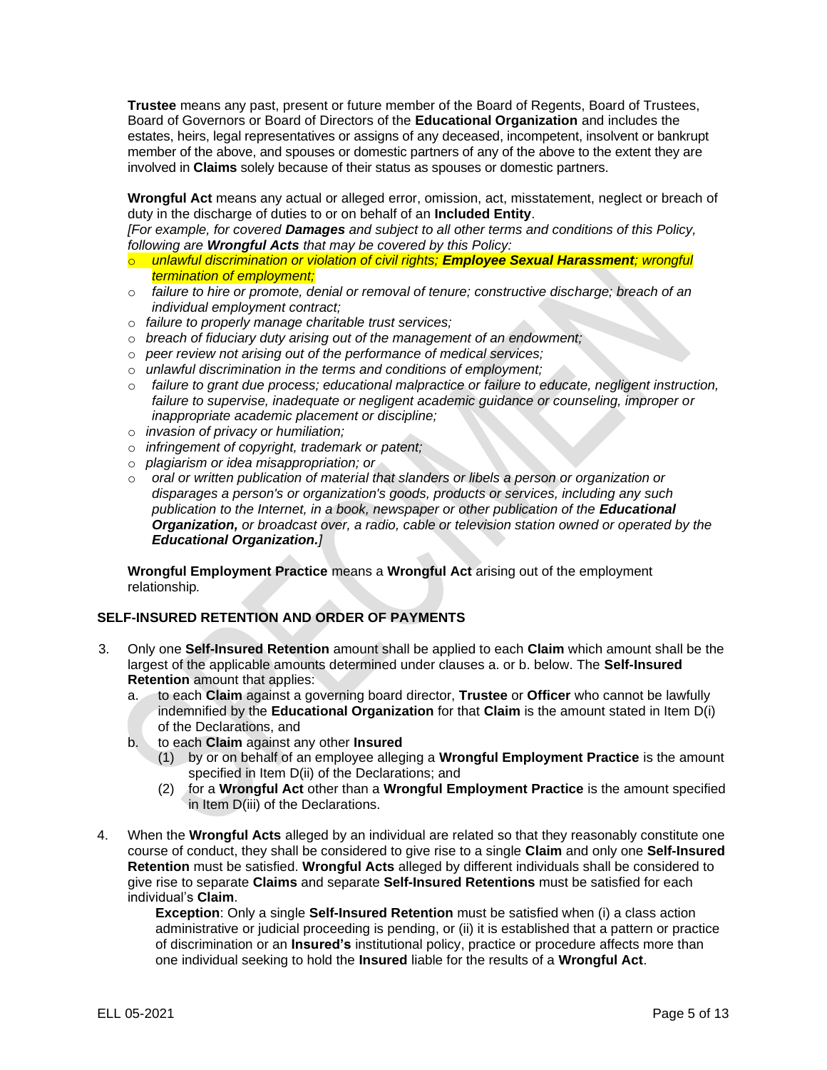**Trustee** means any past, present or future member of the Board of Regents, Board of Trustees, Board of Governors or Board of Directors of the **Educational Organization** and includes the estates, heirs, legal representatives or assigns of any deceased, incompetent, insolvent or bankrupt member of the above, and spouses or domestic partners of any of the above to the extent they are involved in **Claims** solely because of their status as spouses or domestic partners.

**Wrongful Act** means any actual or alleged error, omission, act, misstatement, neglect or breach of duty in the discharge of duties to or on behalf of an **Included Entity**.

*[For example, for covered **Damages** and subject to all other terms and conditions of this Policy, following are **Wrongful Acts** that may be covered by this Policy:*

- *unlawful discrimination or violation of civil rights; **Employee Sexual Harassment**; wrongful termination of employment;*
- *failure to hire or promote, denial or removal of tenure; constructive discharge; breach of an individual employment contract;*
- *failure to properly manage charitable trust services;*
- *breach of fiduciary duty arising out of the management of an endowment;*
- *peer review not arising out of the performance of medical services;*
- *unlawful discrimination in the terms and conditions of employment;*
- *failure to grant due process; educational malpractice or failure to educate, negligent instruction, failure to supervise, inadequate or negligent academic guidance or counseling, improper or inappropriate academic placement or discipline;*
- *invasion of privacy or humiliation;*
- *infringement of copyright, trademark or patent;*
- *plagiarism or idea misappropriation; or*
- *oral or written publication of material that slanders or libels a person or organization or disparages a person's or organization's goods, products or services, including any such publication to the Internet, in a book, newspaper or other publication of the **Educational Organization,** or broadcast over, a radio, cable or television station owned or operated by the **Educational Organization.**]*

**Wrongful Employment Practice** means a **Wrongful Act** arising out of the employment relationship*.*

## SELF-INSURED RETENTION AND ORDER OF PAYMENTS

3. Only one **Self-Insured Retention** amount shall be applied to each **Claim** which amount shall be the largest of the applicable amounts determined under clauses a. or b. below. The **Self-Insured Retention** amount that applies:
   a. to each **Claim** against a governing board director, **Trustee** or **Officer** who cannot be lawfully indemnified by the **Educational Organization** for that **Claim** is the amount stated in Item D(i) of the Declarations, and
   b. to each **Claim** against any other **Insured**
      (1) by or on behalf of an employee alleging a **Wrongful Employment Practice** is the amount specified in Item D(ii) of the Declarations; and
      (2) for a **Wrongful Act** other than a **Wrongful Employment Practice** is the amount specified in Item D(iii) of the Declarations.

4. When the **Wrongful Acts** alleged by an individual are related so that they reasonably constitute one course of conduct, they shall be considered to give rise to a single **Claim** and only one **Self-Insured Retention** must be satisfied. **Wrongful Acts** alleged by different individuals shall be considered to give rise to separate **Claims** and separate **Self-Insured Retentions** must be satisfied for each individual's **Claim**.

   **Exception**: Only a single **Self-Insured Retention** must be satisfied when (i) a class action administrative or judicial proceeding is pending, or (ii) it is established that a pattern or practice of discrimination or an **Insured's** institutional policy, practice or procedure affects more than one individual seeking to hold the **Insured** liable for the results of a **Wrongful Act**.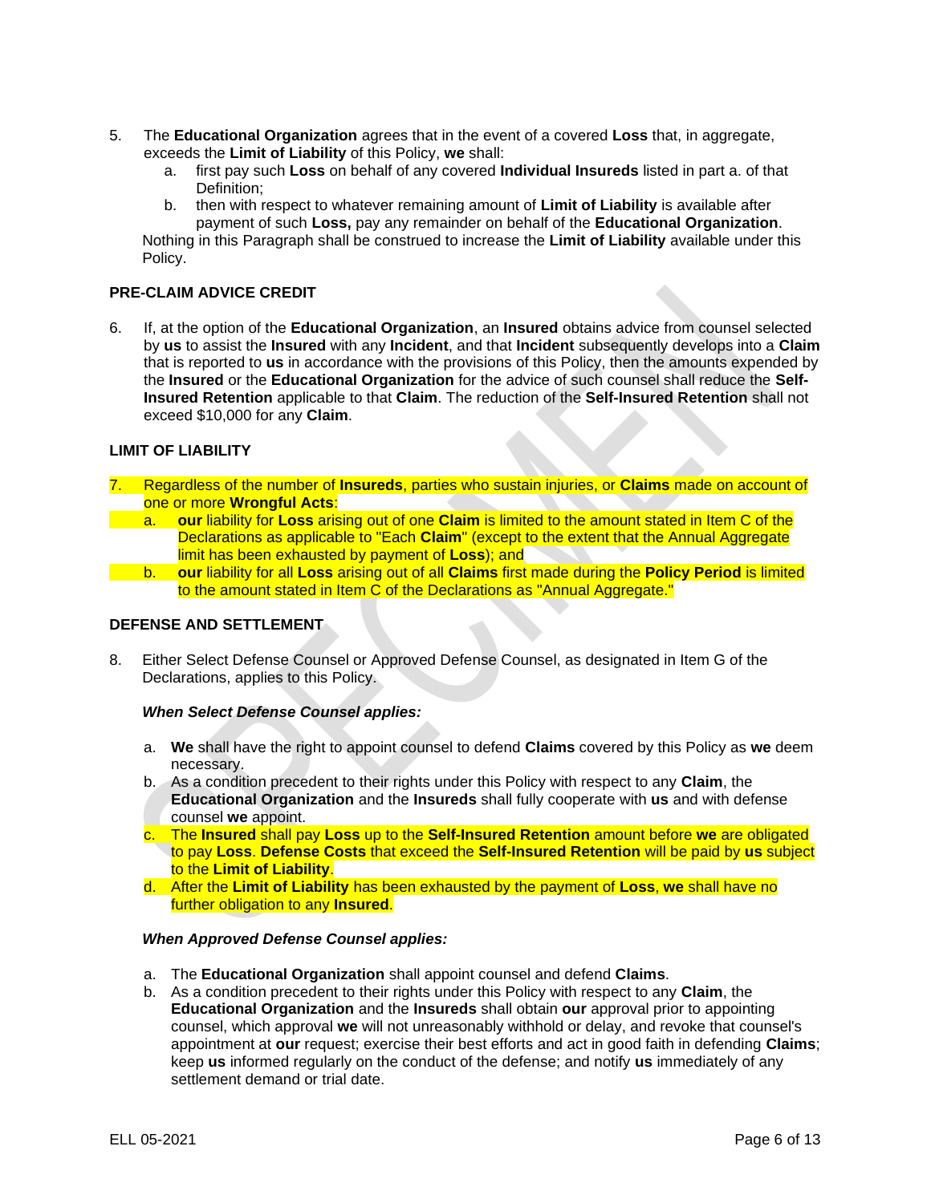5. The **Educational Organization** agrees that in the event of a covered **Loss** that, in aggregate, exceeds the **Limit of Liability** of this Policy, **we** shall:
    a. first pay such **Loss** on behalf of any covered **Individual Insureds** listed in part a. of that Definition;
    b. then with respect to whatever remaining amount of **Limit of Liability** is available after payment of such **Loss,** pay any remainder on behalf of the **Educational Organization**.

    Nothing in this Paragraph shall be construed to increase the **Limit of Liability** available under this Policy.

**PRE-CLAIM ADVICE CREDIT**

6. If, at the option of the **Educational Organization**, an **Insured** obtains advice from counsel selected by **us** to assist the **Insured** with any **Incident**, and that **Incident** subsequently develops into a **Claim** that is reported to **us** in accordance with the provisions of this Policy, then the amounts expended by the **Insured** or the **Educational Organization** for the advice of such counsel shall reduce the **Self-Insured Retention** applicable to that **Claim**. The reduction of the **Self-Insured Retention** shall not exceed $10,000 for any **Claim**.

**LIMIT OF LIABILITY**

7. Regardless of the number of **Insureds**, parties who sustain injuries, or **Claims** made on account of one or more **Wrongful Acts**:
    a. **our** liability for **Loss** arising out of one **Claim** is limited to the amount stated in Item C of the Declarations as applicable to "Each **Claim**" (except to the extent that the Annual Aggregate limit has been exhausted by payment of **Loss**); and
    b. **our** liability for all **Loss** arising out of all **Claims** first made during the **Policy Period** is limited to the amount stated in Item C of the Declarations as "Annual Aggregate."

**DEFENSE AND SETTLEMENT**

8. Either Select Defense Counsel or Approved Defense Counsel, as designated in Item G of the Declarations, applies to this Policy.

    ***When Select Defense Counsel applies:***

    a. **We** shall have the right to appoint counsel to defend **Claims** covered by this Policy as **we** deem necessary.
    b. As a condition precedent to their rights under this Policy with respect to any **Claim**, the **Educational Organization** and the **Insureds** shall fully cooperate with **us** and with defense counsel **we** appoint.
    c. The **Insured** shall pay **Loss** up to the **Self-Insured Retention** amount before **we** are obligated to pay **Loss**. **Defense Costs** that exceed the **Self-Insured Retention** will be paid by **us** subject to the **Limit of Liability**.
    d. After the **Limit of Liability** has been exhausted by the payment of **Loss**, **we** shall have no further obligation to any **Insured**.

    ***When Approved Defense Counsel applies:***

    a. The **Educational Organization** shall appoint counsel and defend **Claims**.
    b. As a condition precedent to their rights under this Policy with respect to any **Claim**, the **Educational Organization** and the **Insureds** shall obtain **our** approval prior to appointing counsel, which approval **we** will not unreasonably withhold or delay, and revoke that counsel's appointment at **our** request; exercise their best efforts and act in good faith in defending **Claims**; keep **us** informed regularly on the conduct of the defense; and notify **us** immediately of any settlement demand or trial date.

ELL 05-2021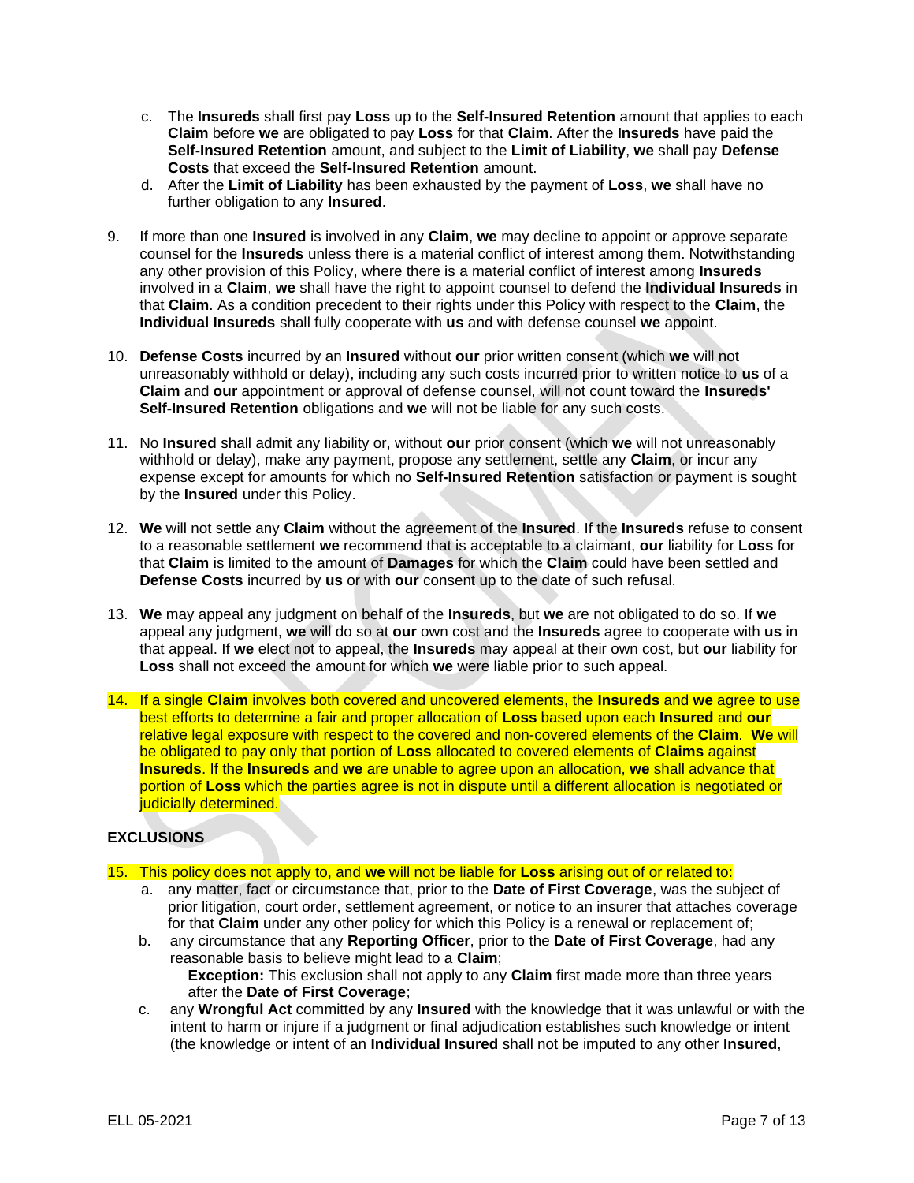c. The **Insureds** shall first pay **Loss** up to the **Self-Insured Retention** amount that applies to each **Claim** before **we** are obligated to pay **Loss** for that **Claim**. After the **Insureds** have paid the **Self-Insured Retention** amount, and subject to the **Limit of Liability**, **we** shall pay **Defense Costs** that exceed the **Self-Insured Retention** amount.

d. After the **Limit of Liability** has been exhausted by the payment of **Loss**, **we** shall have no further obligation to any **Insured**.

9. If more than one **Insured** is involved in any **Claim**, **we** may decline to appoint or approve separate counsel for the **Insureds** unless there is a material conflict of interest among them. Notwithstanding any other provision of this Policy, where there is a material conflict of interest among **Insureds** involved in a **Claim**, **we** shall have the right to appoint counsel to defend the **Individual Insureds** in that **Claim**. As a condition precedent to their rights under this Policy with respect to the **Claim**, the **Individual Insureds** shall fully cooperate with **us** and with defense counsel **we** appoint.

10. **Defense Costs** incurred by an **Insured** without **our** prior written consent (which **we** will not unreasonably withhold or delay), including any such costs incurred prior to written notice to **us** of a **Claim** and **our** appointment or approval of defense counsel, will not count toward the **Insureds'** **Self-Insured Retention** obligations and **we** will not be liable for any such costs.

11. No **Insured** shall admit any liability or, without **our** prior consent (which **we** will not unreasonably withhold or delay), make any payment, propose any settlement, settle any **Claim**, or incur any expense except for amounts for which no **Self-Insured Retention** satisfaction or payment is sought by the **Insured** under this Policy.

12. **We** will not settle any **Claim** without the agreement of the **Insured**. If the **Insureds** refuse to consent to a reasonable settlement **we** recommend that is acceptable to a claimant, **our** liability for **Loss** for that **Claim** is limited to the amount of **Damages** for which the **Claim** could have been settled and **Defense Costs** incurred by **us** or with **our** consent up to the date of such refusal.

13. **We** may appeal any judgment on behalf of the **Insureds**, but **we** are not obligated to do so. If **we** appeal any judgment, **we** will do so at **our** own cost and the **Insureds** agree to cooperate with **us** in that appeal. If **we** elect not to appeal, the **Insureds** may appeal at their own cost, but **our** liability for **Loss** shall not exceed the amount for which **we** were liable prior to such appeal.

14. If a single **Claim** involves both covered and uncovered elements, the **Insureds** and **we** agree to use best efforts to determine a fair and proper allocation of **Loss** based upon each **Insured** and **our** relative legal exposure with respect to the covered and non-covered elements of the **Claim**. **We** will be obligated to pay only that portion of **Loss** allocated to covered elements of **Claims** against **Insureds**. If the **Insureds** and **we** are unable to agree upon an allocation, **we** shall advance that portion of **Loss** which the parties agree is not in dispute until a different allocation is negotiated or judicially determined.

## EXCLUSIONS

15. This policy does not apply to, and **we** will not be liable for **Loss** arising out of or related to:

a. any matter, fact or circumstance that, prior to the **Date of First Coverage**, was the subject of prior litigation, court order, settlement agreement, or notice to an insurer that attaches coverage for that **Claim** under any other policy for which this Policy is a renewal or replacement of;

b. any circumstance that any **Reporting Officer**, prior to the **Date of First Coverage**, had any reasonable basis to believe might lead to a **Claim**;

**Exception:** This exclusion shall not apply to any **Claim** first made more than three years after the **Date of First Coverage**;

c. any **Wrongful Act** committed by any **Insured** with the knowledge that it was unlawful or with the intent to harm or injure if a judgment or final adjudication establishes such knowledge or intent (the knowledge or intent of an **Individual Insured** shall not be imputed to any other **Insured**,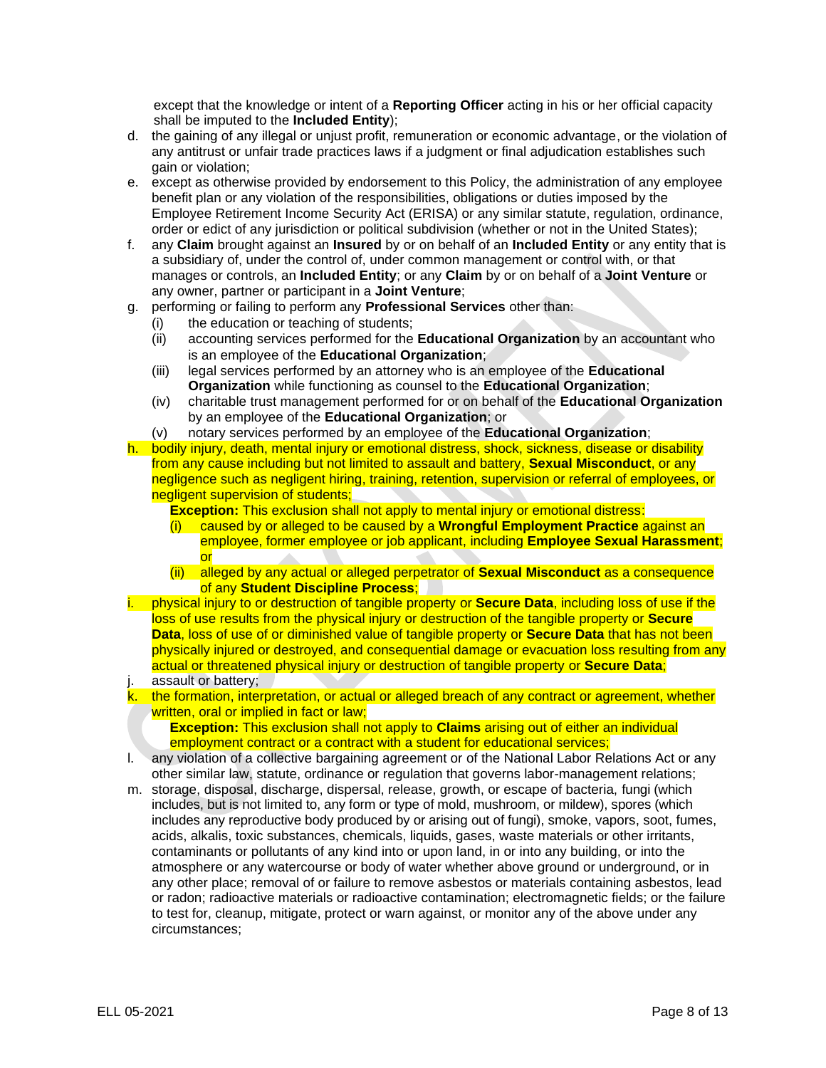except that the knowledge or intent of a **Reporting Officer** acting in his or her official capacity shall be imputed to the **Included Entity**);

d. the gaining of any illegal or unjust profit, remuneration or economic advantage, or the violation of any antitrust or unfair trade practices laws if a judgment or final adjudication establishes such gain or violation;

e. except as otherwise provided by endorsement to this Policy, the administration of any employee benefit plan or any violation of the responsibilities, obligations or duties imposed by the Employee Retirement Income Security Act (ERISA) or any similar statute, regulation, ordinance, order or edict of any jurisdiction or political subdivision (whether or not in the United States);

f. any **Claim** brought against an **Insured** by or on behalf of an **Included Entity** or any entity that is a subsidiary of, under the control of, under common management or control with, or that manages or controls, an **Included Entity**; or any **Claim** by or on behalf of a **Joint Venture** or any owner, partner or participant in a **Joint Venture**;

g. performing or failing to perform any **Professional Services** other than:
   (i) the education or teaching of students;
   (ii) accounting services performed for the **Educational Organization** by an accountant who is an employee of the **Educational Organization**;
   (iii) legal services performed by an attorney who is an employee of the **Educational Organization** while functioning as counsel to the **Educational Organization**;
   (iv) charitable trust management performed for or on behalf of the **Educational Organization** by an employee of the **Educational Organization**; or
   (v) notary services performed by an employee of the **Educational Organization**;

h. bodily injury, death, mental injury or emotional distress, shock, sickness, disease or disability from any cause including but not limited to assault and battery, **Sexual Misconduct**, or any negligence such as negligent hiring, training, retention, supervision or referral of employees, or negligent supervision of students;

   **Exception:** This exclusion shall not apply to mental injury or emotional distress:
   (i) caused by or alleged to be caused by a **Wrongful Employment Practice** against an employee, former employee or job applicant, including **Employee Sexual Harassment**; or
   (ii) alleged by any actual or alleged perpetrator of **Sexual Misconduct** as a consequence of any **Student Discipline Process**;

i. physical injury to or destruction of tangible property or **Secure Data**, including loss of use if the loss of use results from the physical injury or destruction of the tangible property or **Secure Data**, loss of use of or diminished value of tangible property or **Secure Data** that has not been physically injured or destroyed, and consequential damage or evacuation loss resulting from any actual or threatened physical injury or destruction of tangible property or **Secure Data**;

j. assault or battery;

k. the formation, interpretation, or actual or alleged breach of any contract or agreement, whether written, oral or implied in fact or law;

   **Exception:** This exclusion shall not apply to **Claims** arising out of either an individual employment contract or a contract with a student for educational services;

l. any violation of a collective bargaining agreement or of the National Labor Relations Act or any other similar law, statute, ordinance or regulation that governs labor-management relations;

m. storage, disposal, discharge, dispersal, release, growth, or escape of bacteria, fungi (which includes, but is not limited to, any form or type of mold, mushroom, or mildew), spores (which includes any reproductive body produced by or arising out of fungi), smoke, vapors, soot, fumes, acids, alkalis, toxic substances, chemicals, liquids, gases, waste materials or other irritants, contaminants or pollutants of any kind into or upon land, in or into any building, or into the atmosphere or any watercourse or body of water whether above ground or underground, or in any other place; removal of or failure to remove asbestos or materials containing asbestos, lead or radon; radioactive materials or radioactive contamination; electromagnetic fields; or the failure to test for, cleanup, mitigate, protect or warn against, or monitor any of the above under any circumstances;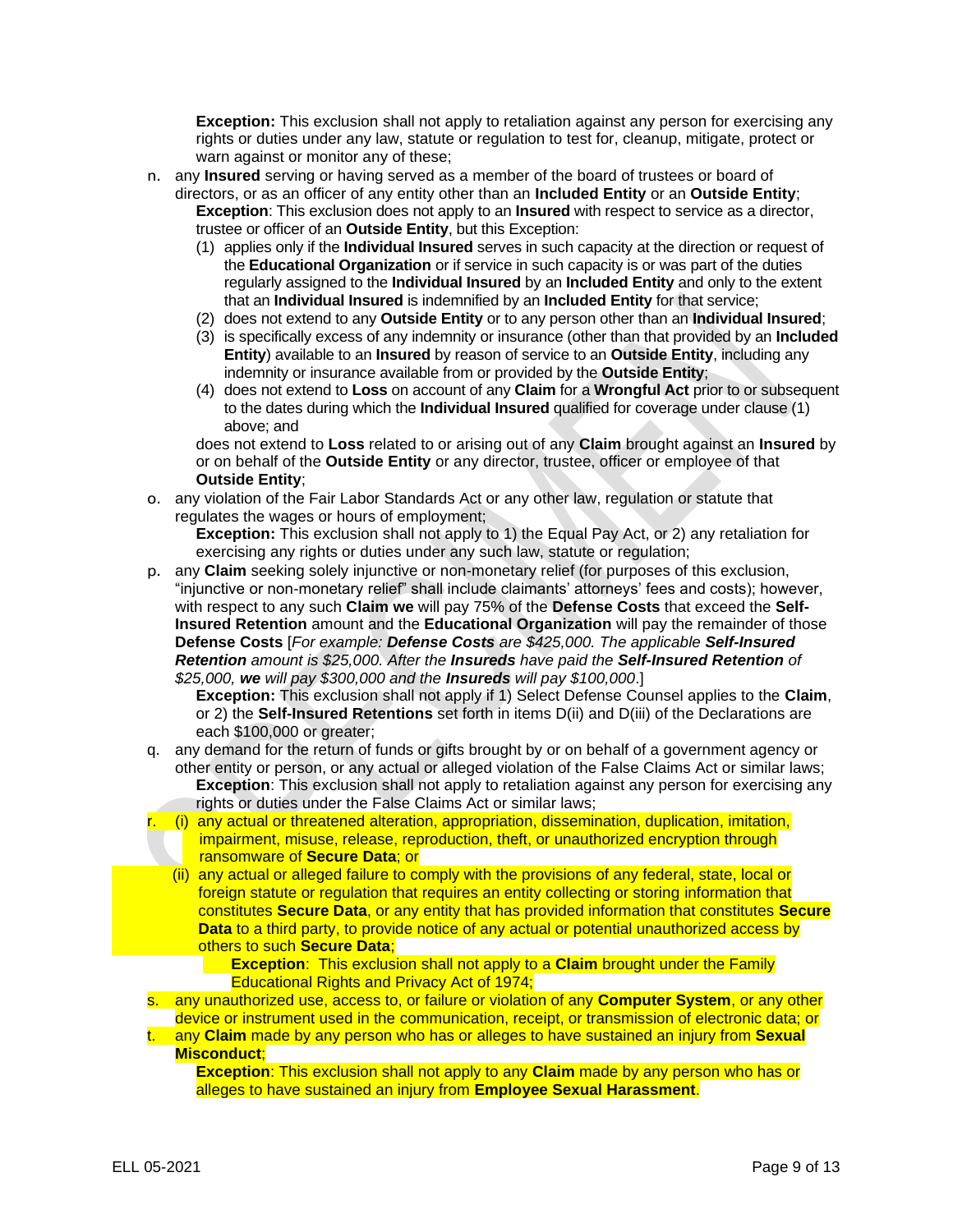**Exception:** This exclusion shall not apply to retaliation against any person for exercising any rights or duties under any law, statute or regulation to test for, cleanup, mitigate, protect or warn against or monitor any of these;

n. any **Insured** serving or having served as a member of the board of trustees or board of directors, or as an officer of any entity other than an **Included Entity** or an **Outside Entity**;

   **Exception**: This exclusion does not apply to an **Insured** with respect to service as a director, trustee or officer of an **Outside Entity**, but this Exception:

   (1) applies only if the **Individual Insured** serves in such capacity at the direction or request of the **Educational Organization** or if service in such capacity is or was part of the duties regularly assigned to the **Individual Insured** by an **Included Entity** and only to the extent that an **Individual Insured** is indemnified by an **Included Entity** for that service;

   (2) does not extend to any **Outside Entity** or to any person other than an **Individual Insured**;

   (3) is specifically excess of any indemnity or insurance (other than that provided by an **Included Entity**) available to an **Insured** by reason of service to an **Outside Entity**, including any indemnity or insurance available from or provided by the **Outside Entity**;

   (4) does not extend to **Loss** on account of any **Claim** for a **Wrongful Act** prior to or subsequent to the dates during which the **Individual Insured** qualified for coverage under clause (1) above; and

   does not extend to **Loss** related to or arising out of any **Claim** brought against an **Insured** by or on behalf of the **Outside Entity** or any director, trustee, officer or employee of that **Outside Entity**;

o. any violation of the Fair Labor Standards Act or any other law, regulation or statute that regulates the wages or hours of employment;

   **Exception:** This exclusion shall not apply to 1) the Equal Pay Act, or 2) any retaliation for exercising any rights or duties under any such law, statute or regulation;

p. any **Claim** seeking solely injunctive or non-monetary relief (for purposes of this exclusion, "injunctive or non-monetary relief" shall include claimants' attorneys' fees and costs); however, with respect to any such **Claim we** will pay 75% of the **Defense Costs** that exceed the **Self-Insured Retention** amount and the **Educational Organization** will pay the remainder of those **Defense Costs** [*For example: **Defense Costs** are $425,000. The applicable **Self-Insured Retention** amount is $25,000. After the **Insureds** have paid the **Self-Insured Retention** of $25,000, **we** will pay $300,000 and the **Insureds** will pay $100,000*.]

   **Exception:** This exclusion shall not apply if 1) Select Defense Counsel applies to the **Claim**, or 2) the **Self-Insured Retentions** set forth in items D(ii) and D(iii) of the Declarations are each $100,000 or greater;

q. any demand for the return of funds or gifts brought by or on behalf of a government agency or other entity or person, or any actual or alleged violation of the False Claims Act or similar laws;

   **Exception**: This exclusion shall not apply to retaliation against any person for exercising any rights or duties under the False Claims Act or similar laws;

r. (i) any actual or threatened alteration, appropriation, dissemination, duplication, imitation, impairment, misuse, release, reproduction, theft, or unauthorized encryption through ransomware of **Secure Data**; or

   (ii) any actual or alleged failure to comply with the provisions of any federal, state, local or foreign statute or regulation that requires an entity collecting or storing information that constitutes **Secure Data**, or any entity that has provided information that constitutes **Secure Data** to a third party, to provide notice of any actual or potential unauthorized access by others to such **Secure Data**;

   **Exception**: This exclusion shall not apply to a **Claim** brought under the Family Educational Rights and Privacy Act of 1974;

s. any unauthorized use, access to, or failure or violation of any **Computer System**, or any other device or instrument used in the communication, receipt, or transmission of electronic data; or

t. any **Claim** made by any person who has or alleges to have sustained an injury from **Sexual Misconduct**;

   **Exception**: This exclusion shall not apply to any **Claim** made by any person who has or alleges to have sustained an injury from **Employee Sexual Harassment**.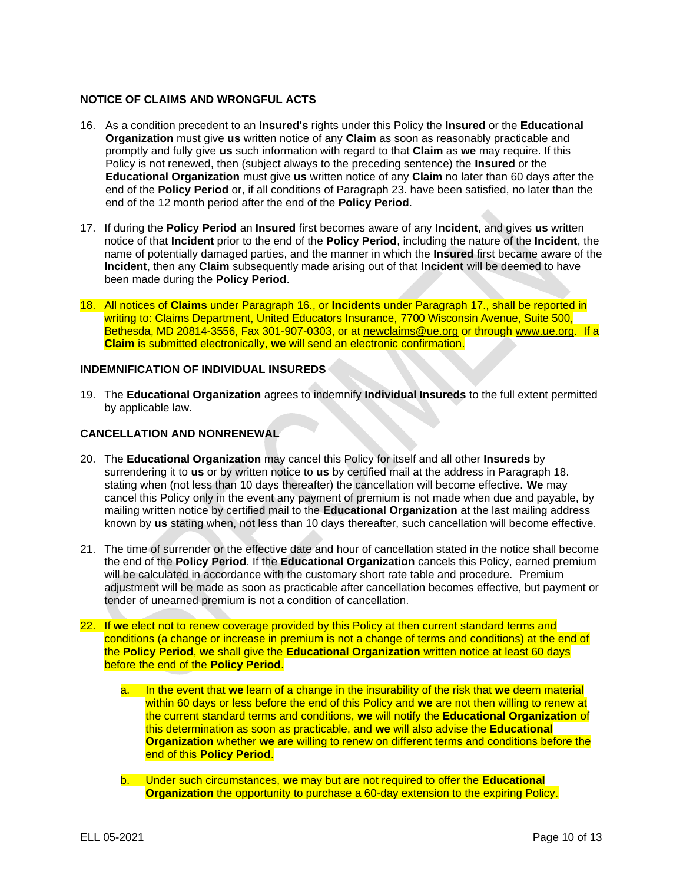### NOTICE OF CLAIMS AND WRONGFUL ACTS

16. As a condition precedent to an **Insured's** rights under this Policy the **Insured** or the **Educational Organization** must give **us** written notice of any **Claim** as soon as reasonably practicable and promptly and fully give **us** such information with regard to that **Claim** as **we** may require. If this Policy is not renewed, then (subject always to the preceding sentence) the **Insured** or the **Educational Organization** must give **us** written notice of any **Claim** no later than 60 days after the end of the **Policy Period** or, if all conditions of Paragraph 23. have been satisfied, no later than the end of the 12 month period after the end of the **Policy Period**.

17. If during the **Policy Period** an **Insured** first becomes aware of any **Incident**, and gives **us** written notice of that **Incident** prior to the end of the **Policy Period**, including the nature of the **Incident**, the name of potentially damaged parties, and the manner in which the **Insured** first became aware of the **Incident**, then any **Claim** subsequently made arising out of that **Incident** will be deemed to have been made during the **Policy Period**.

18. All notices of **Claims** under Paragraph 16., or **Incidents** under Paragraph 17., shall be reported in writing to: Claims Department, United Educators Insurance, 7700 Wisconsin Avenue, Suite 500, Bethesda, MD 20814-3556, Fax 301-907-0303, or at newclaims@ue.org or through www.ue.org. If a **Claim** is submitted electronically, **we** will send an electronic confirmation.

### INDEMNIFICATION OF INDIVIDUAL INSUREDS

19. The **Educational Organization** agrees to indemnify **Individual Insureds** to the full extent permitted by applicable law.

### CANCELLATION AND NONRENEWAL

20. The **Educational Organization** may cancel this Policy for itself and all other **Insureds** by surrendering it to **us** or by written notice to **us** by certified mail at the address in Paragraph 18. stating when (not less than 10 days thereafter) the cancellation will become effective. **We** may cancel this Policy only in the event any payment of premium is not made when due and payable, by mailing written notice by certified mail to the **Educational Organization** at the last mailing address known by **us** stating when, not less than 10 days thereafter, such cancellation will become effective.

21. The time of surrender or the effective date and hour of cancellation stated in the notice shall become the end of the **Policy Period**. If the **Educational Organization** cancels this Policy, earned premium will be calculated in accordance with the customary short rate table and procedure. Premium adjustment will be made as soon as practicable after cancellation becomes effective, but payment or tender of unearned premium is not a condition of cancellation.

22. If **we** elect not to renew coverage provided by this Policy at then current standard terms and conditions (a change or increase in premium is not a change of terms and conditions) at the end of the **Policy Period**, **we** shall give the **Educational Organization** written notice at least 60 days before the end of the **Policy Period**.

    a. In the event that **we** learn of a change in the insurability of the risk that **we** deem material within 60 days or less before the end of this Policy and **we** are not then willing to renew at the current standard terms and conditions, **we** will notify the **Educational Organization** of this determination as soon as practicable, and **we** will also advise the **Educational Organization** whether **we** are willing to renew on different terms and conditions before the end of this **Policy Period**.

    b. Under such circumstances, **we** may but are not required to offer the **Educational Organization** the opportunity to purchase a 60-day extension to the expiring Policy.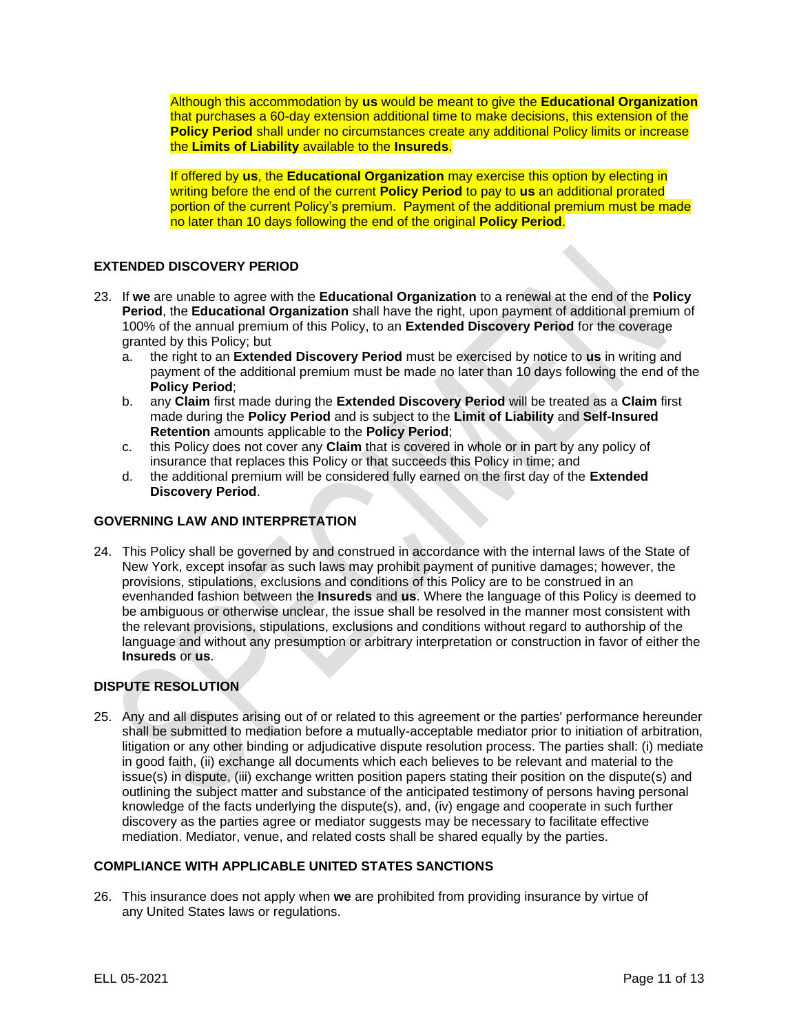Although this accommodation by **us** would be meant to give the **Educational Organization** that purchases a 60-day extension additional time to make decisions, this extension of the **Policy Period** shall under no circumstances create any additional Policy limits or increase the **Limits of Liability** available to the **Insureds**.

If offered by **us**, the **Educational Organization** may exercise this option by electing in writing before the end of the current **Policy Period** to pay to **us** an additional prorated portion of the current Policy's premium. Payment of the additional premium must be made no later than 10 days following the end of the original **Policy Period**.

### EXTENDED DISCOVERY PERIOD

23. If **we** are unable to agree with the **Educational Organization** to a renewal at the end of the **Policy Period**, the **Educational Organization** shall have the right, upon payment of additional premium of 100% of the annual premium of this Policy, to an **Extended Discovery Period** for the coverage granted by this Policy; but
    a. the right to an **Extended Discovery Period** must be exercised by notice to **us** in writing and payment of the additional premium must be made no later than 10 days following the end of the **Policy Period**;
    b. any **Claim** first made during the **Extended Discovery Period** will be treated as a **Claim** first made during the **Policy Period** and is subject to the **Limit of Liability** and **Self-Insured Retention** amounts applicable to the **Policy Period**;
    c. this Policy does not cover any **Claim** that is covered in whole or in part by any policy of insurance that replaces this Policy or that succeeds this Policy in time; and
    d. the additional premium will be considered fully earned on the first day of the **Extended Discovery Period**.

### GOVERNING LAW AND INTERPRETATION

24. This Policy shall be governed by and construed in accordance with the internal laws of the State of New York, except insofar as such laws may prohibit payment of punitive damages; however, the provisions, stipulations, exclusions and conditions of this Policy are to be construed in an evenhanded fashion between the **Insureds** and **us**. Where the language of this Policy is deemed to be ambiguous or otherwise unclear, the issue shall be resolved in the manner most consistent with the relevant provisions, stipulations, exclusions and conditions without regard to authorship of the language and without any presumption or arbitrary interpretation or construction in favor of either the **Insureds** or **us**.

### DISPUTE RESOLUTION

25. Any and all disputes arising out of or related to this agreement or the parties' performance hereunder shall be submitted to mediation before a mutually-acceptable mediator prior to initiation of arbitration, litigation or any other binding or adjudicative dispute resolution process. The parties shall: (i) mediate in good faith, (ii) exchange all documents which each believes to be relevant and material to the issue(s) in dispute, (iii) exchange written position papers stating their position on the dispute(s) and outlining the subject matter and substance of the anticipated testimony of persons having personal knowledge of the facts underlying the dispute(s), and, (iv) engage and cooperate in such further discovery as the parties agree or mediator suggests may be necessary to facilitate effective mediation. Mediator, venue, and related costs shall be shared equally by the parties.

### COMPLIANCE WITH APPLICABLE UNITED STATES SANCTIONS

26. This insurance does not apply when **we** are prohibited from providing insurance by virtue of any United States laws or regulations.

ELL 05-2021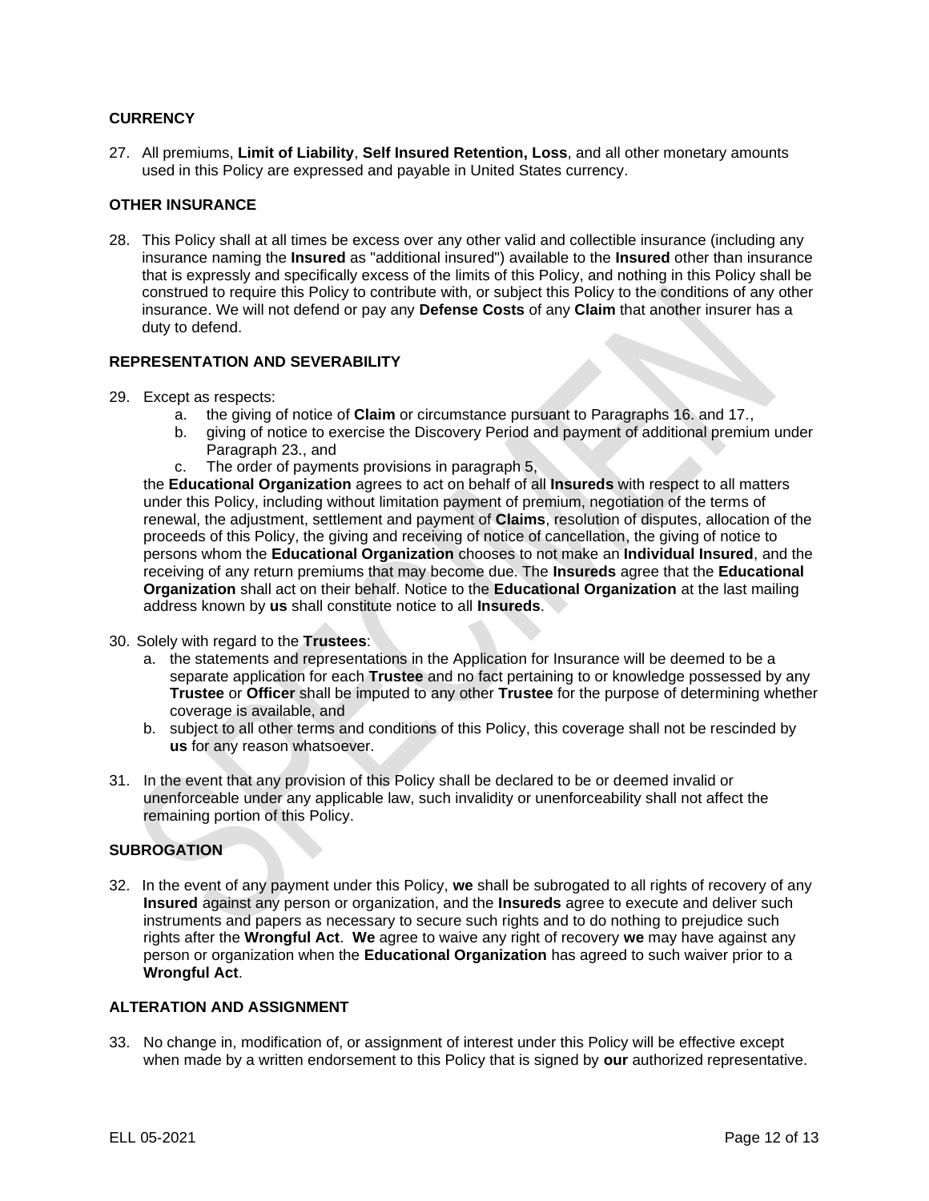## CURRENCY

27. All premiums, **Limit of Liability**, **Self Insured Retention, Loss**, and all other monetary amounts used in this Policy are expressed and payable in United States currency.

## OTHER INSURANCE

28. This Policy shall at all times be excess over any other valid and collectible insurance (including any insurance naming the **Insured** as "additional insured") available to the **Insured** other than insurance that is expressly and specifically excess of the limits of this Policy, and nothing in this Policy shall be construed to require this Policy to contribute with, or subject this Policy to the conditions of any other insurance. We will not defend or pay any **Defense Costs** of any **Claim** that another insurer has a duty to defend.

## REPRESENTATION AND SEVERABILITY

29. Except as respects:
    a. the giving of notice of **Claim** or circumstance pursuant to Paragraphs 16. and 17.,
    b. giving of notice to exercise the Discovery Period and payment of additional premium under Paragraph 23., and
    c. The order of payments provisions in paragraph 5,

    the **Educational Organization** agrees to act on behalf of all **Insureds** with respect to all matters under this Policy, including without limitation payment of premium, negotiation of the terms of renewal, the adjustment, settlement and payment of **Claims**, resolution of disputes, allocation of the proceeds of this Policy, the giving and receiving of notice of cancellation, the giving of notice to persons whom the **Educational Organization** chooses to not make an **Individual Insured**, and the receiving of any return premiums that may become due. The **Insureds** agree that the **Educational Organization** shall act on their behalf. Notice to the **Educational Organization** at the last mailing address known by **us** shall constitute notice to all **Insureds**.

30. Solely with regard to the **Trustees**:
    a. the statements and representations in the Application for Insurance will be deemed to be a separate application for each **Trustee** and no fact pertaining to or knowledge possessed by any **Trustee** or **Officer** shall be imputed to any other **Trustee** for the purpose of determining whether coverage is available, and
    b. subject to all other terms and conditions of this Policy, this coverage shall not be rescinded by **us** for any reason whatsoever.

31. In the event that any provision of this Policy shall be declared to be or deemed invalid or unenforceable under any applicable law, such invalidity or unenforceability shall not affect the remaining portion of this Policy.

## SUBROGATION

32. In the event of any payment under this Policy, **we** shall be subrogated to all rights of recovery of any **Insured** against any person or organization, and the **Insureds** agree to execute and deliver such instruments and papers as necessary to secure such rights and to do nothing to prejudice such rights after the **Wrongful Act**. **We** agree to waive any right of recovery **we** may have against any person or organization when the **Educational Organization** has agreed to such waiver prior to a **Wrongful Act**.

## ALTERATION AND ASSIGNMENT

33. No change in, modification of, or assignment of interest under this Policy will be effective except when made by a written endorsement to this Policy that is signed by **our** authorized representative.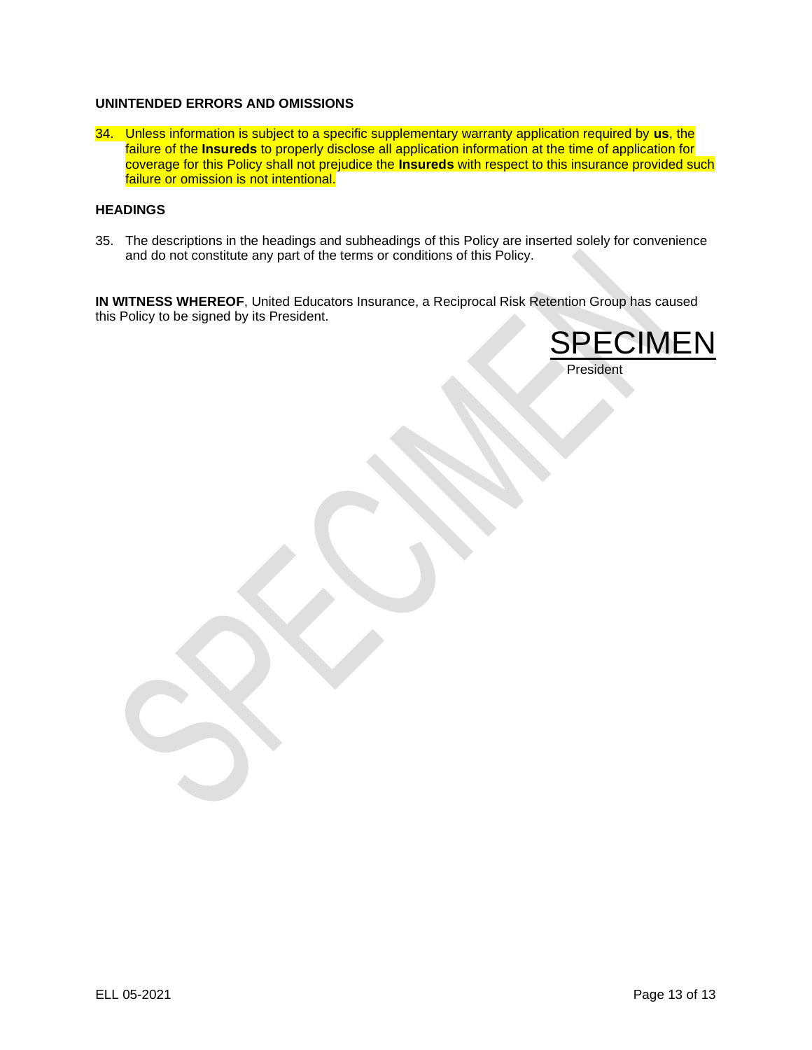**UNINTENDED ERRORS AND OMISSIONS**

34. Unless information is subject to a specific supplementary warranty application required by **us**, the failure of the **Insureds** to properly disclose all application information at the time of application for coverage for this Policy shall not prejudice the **Insureds** with respect to this insurance provided such failure or omission is not intentional.

**HEADINGS**

35. The descriptions in the headings and subheadings of this Policy are inserted solely for convenience and do not constitute any part of the terms or conditions of this Policy.

**IN WITNESS WHEREOF**, United Educators Insurance, a Reciprocal Risk Retention Group has caused this Policy to be signed by its President.

SPECIMEN

President

ELL 05-2021